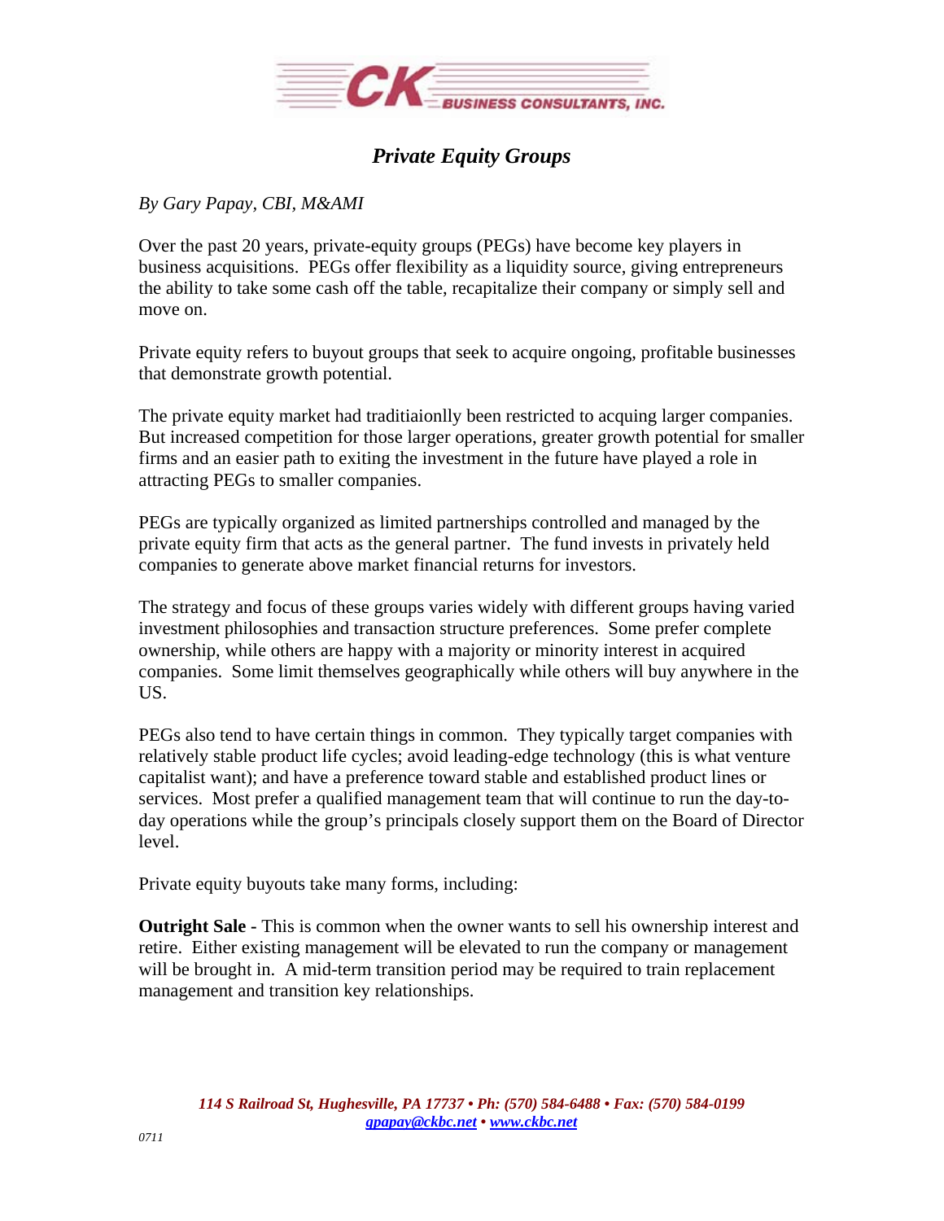# Private Equity Groups

*By Gary Papay, CBI, M&AMI*

Over the past 20 years, private-equity groups (PEGs) have become key players in business acquisitions. PEGs offer flexibility as a liquidity source, giving entrepreneurs the ability to take some cash off the table, recapitalize their company or simply sell and move on.

Private equity refers to buyout groups that seek to acquire ongoing, profitable businesses that demonstrate growth potential.

The private equity market had traditiaionlly been restricted to acquing larger companies. But increased competition for those larger operations, greater growth potential for smaller firms and an easier path to exiting the investment in the future have played a role in attracting PEGs to smaller companies.

PEGs are typically organized as limited partnerships controlled and managed by the private equity firm that acts as the general partner. The fund invests in privately held companies to generate above market financial returns for investors.

The strategy and focus of these groups varies widely with different groups having varied investment philosophies and transaction structure preferences. Some prefer complete ownership, while others are happy with a majority or minority interest in acquired companies. Some limit themselves geographically while others will buy anywhere in the US.

PEGs also tend to have certain things in common. They typically target companies with relatively stable product life cycles; avoid leading-edge technology (this is what venture capitalist want); and have a preference toward stable and established product lines or services. Most prefer a qualified management team that will continue to run the day-to-day operations while the group's principals closely support them on the Board of Director level.

Private equity buyouts take many forms, including:

**Outright Sale -** This is common when the owner wants to sell his ownership interest and retire. Either existing management will be elevated to run the company or management will be brought in. A mid-term transition period may be required to train replacement management and transition key relationships.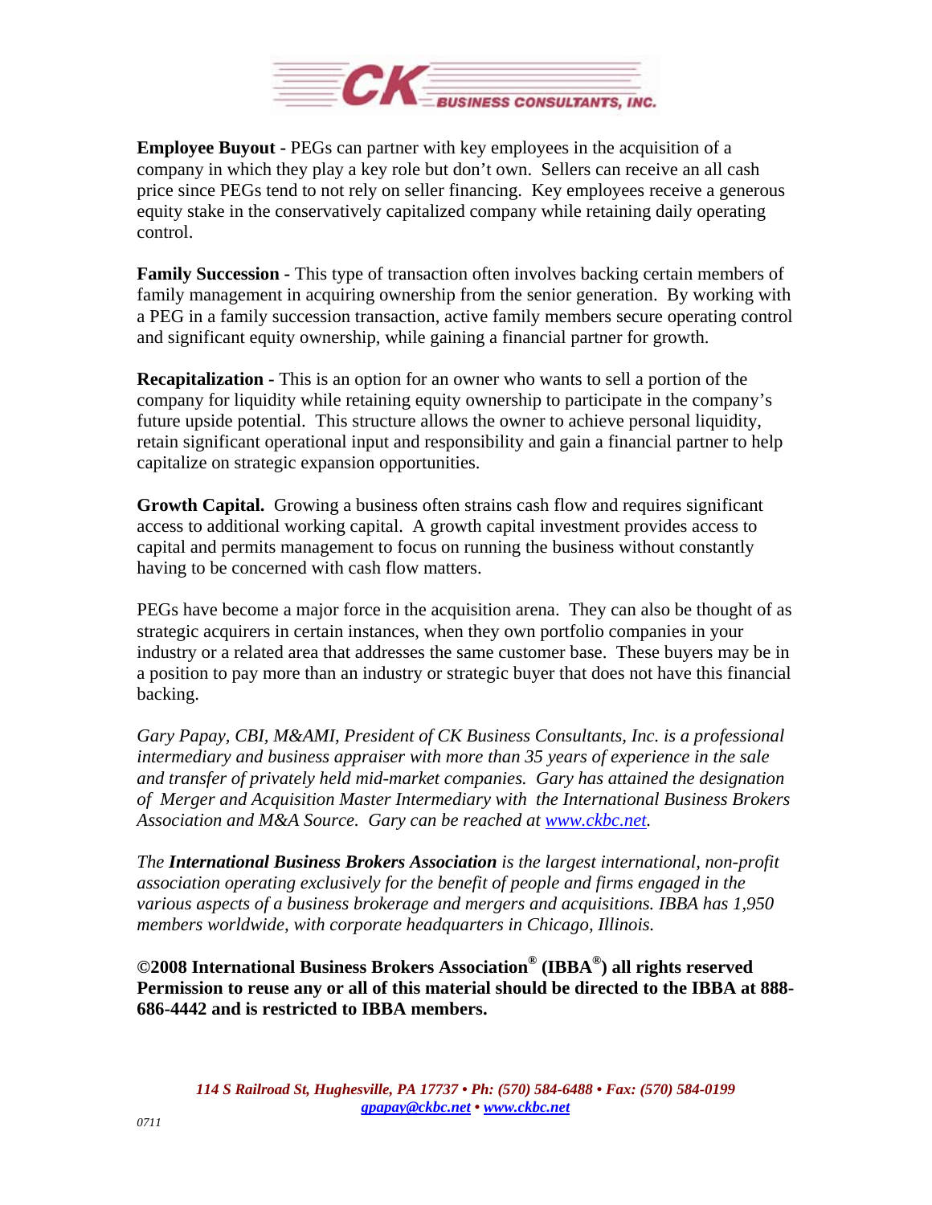**Employee Buyout -** PEGs can partner with key employees in the acquisition of a company in which they play a key role but don't own. Sellers can receive an all cash price since PEGs tend to not rely on seller financing. Key employees receive a generous equity stake in the conservatively capitalized company while retaining daily operating control.

**Family Succession -** This type of transaction often involves backing certain members of family management in acquiring ownership from the senior generation. By working with a PEG in a family succession transaction, active family members secure operating control and significant equity ownership, while gaining a financial partner for growth.

**Recapitalization -** This is an option for an owner who wants to sell a portion of the company for liquidity while retaining equity ownership to participate in the company's future upside potential. This structure allows the owner to achieve personal liquidity, retain significant operational input and responsibility and gain a financial partner to help capitalize on strategic expansion opportunities.

**Growth Capital.** Growing a business often strains cash flow and requires significant access to additional working capital. A growth capital investment provides access to capital and permits management to focus on running the business without constantly having to be concerned with cash flow matters.

PEGs have become a major force in the acquisition arena. They can also be thought of as strategic acquirers in certain instances, when they own portfolio companies in your industry or a related area that addresses the same customer base. These buyers may be in a position to pay more than an industry or strategic buyer that does not have this financial backing.

*Gary Papay, CBI, M&AMI, President of CK Business Consultants, Inc. is a professional intermediary and business appraiser with more than 35 years of experience in the sale and transfer of privately held mid-market companies. Gary has attained the designation of Merger and Acquisition Master Intermediary with the International Business Brokers Association and M&A Source. Gary can be reached at [www.ckbc.net](http://www.ckbc.net).*

*The **International Business Brokers Association** is the largest international, non-profit association operating exclusively for the benefit of people and firms engaged in the various aspects of a business brokerage and mergers and acquisitions. IBBA has 1,950 members worldwide, with corporate headquarters in Chicago, Illinois.*

**©2008 International Business Brokers Association® (IBBA®) all rights reserved Permission to reuse any or all of this material should be directed to the IBBA at 888-686-4442 and is restricted to IBBA members.**

*114 S Railroad St, Hughesville, PA 17737 • Ph: (570) 584-6488 • Fax: (570) 584-0199*
*gpapay@ckbc.net • www.ckbc.net*

*0711*